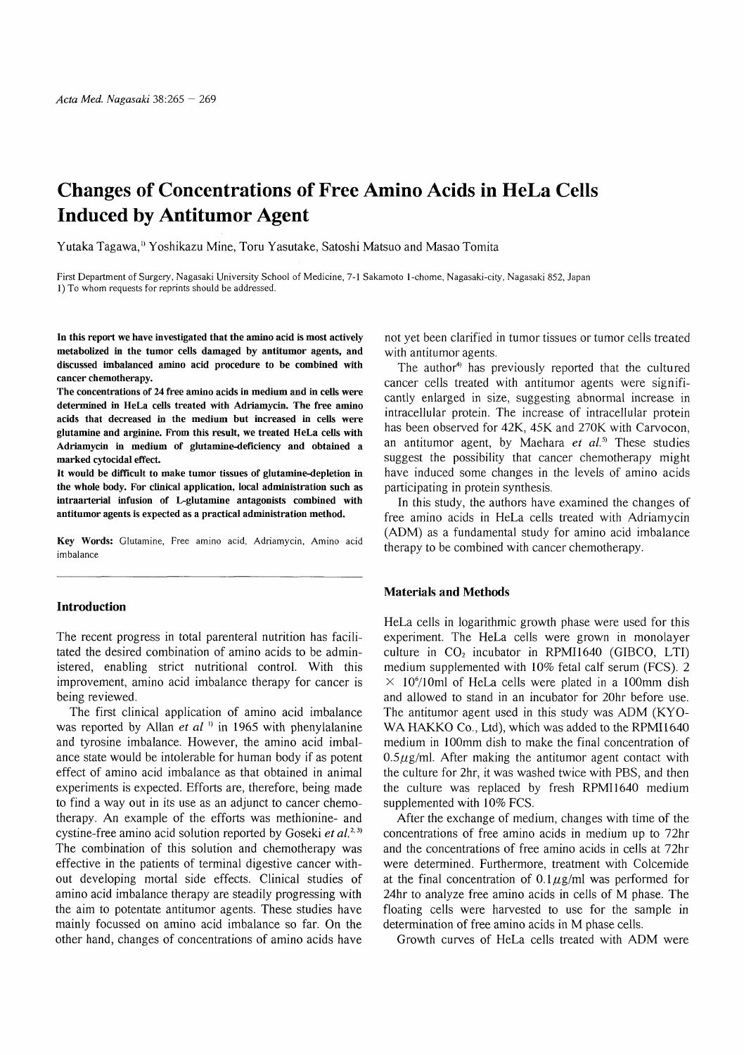# Changes of Concentrations of Free Amino Acids in HeLa Cells Induced by Antitumor Agent

Yutaka Tagawa,[1] Yoshikazu Mine, Toru Yasutake, Satoshi Matsuo and Masao Tomita

First Department of Surgery, Nagasaki University School of Medicine, 7-1 Sakamoto 1-chome, Nagasaki-city, Nagasaki 852, Japan
1) To whom requests for reprints should be addressed.

**In this report we have investigated that the amino acid is most actively metabolized in the tumor cells damaged by antitumor agents, and discussed imbalanced amino acid procedure to be combined with cancer chemotherapy.**

**The concentrations of 24 free amino acids in medium and in cells were determined in HeLa cells treated with Adriamycin. The free amino acids that decreased in the medium but increased in cells were glutamine and arginine. From this result, we treated HeLa cells with Adriamycin in medium of glutamine-deficiency and obtained a marked cytocidal effect.**

**It would be difficult to make tumor tissues of glutamine-depletion in the whole body. For clinical application, local administration such as intraarterial infusion of L-glutamine antagonists combined with antitumor agents is expected as a practical administration method.**

**Key Words:** Glutamine, Free amino acid, Adriamycin, Amino acid imbalance

## Introduction

The recent progress in total parenteral nutrition has facilitated the desired combination of amino acids to be administered, enabling strict nutritional control. With this improvement, amino acid imbalance therapy for cancer is being reviewed.

The first clinical application of amino acid imbalance was reported by Allan *et al* [1] in 1965 with phenylalanine and tyrosine imbalance. However, the amino acid imbalance state would be intolerable for human body if as potent effect of amino acid imbalance as that obtained in animal experiments is expected. Efforts are, therefore, being made to find a way out in its use as an adjunct to cancer chemotherapy. An example of the efforts was methionine- and cystine-free amino acid solution reported by Goseki *et al.*[2,3] The combination of this solution and chemotherapy was effective in the patients of terminal digestive cancer without developing mortal side effects. Clinical studies of amino acid imbalance therapy are steadily progressing with the aim to potentate antitumor agents. These studies have mainly focussed on amino acid imbalance so far. On the other hand, changes of concentrations of amino acids have not yet been clarified in tumor tissues or tumor cells treated with antitumor agents.

The author[4] has previously reported that the cultured cancer cells treated with antitumor agents were significantly enlarged in size, suggesting abnormal increase in intracellular protein. The increase of intracellular protein has been observed for 42K, 45K and 270K with Carvocon, an antitumor agent, by Maehara *et al.*[5] These studies suggest the possibility that cancer chemotherapy might have induced some changes in the levels of amino acids participating in protein synthesis.

In this study, the authors have examined the changes of free amino acids in HeLa cells treated with Adriamycin (ADM) as a fundamental study for amino acid imbalance therapy to be combined with cancer chemotherapy.

## Materials and Methods

HeLa cells in logarithmic growth phase were used for this experiment. The HeLa cells were grown in monolayer culture in $CO_2$ incubator in RPMI1640 (GIBCO, LTI) medium supplemented with 10% fetal calf serum (FCS). $2 \times 10^6$/10ml of HeLa cells were plated in a 100mm dish and allowed to stand in an incubator for 20hr before use. The antitumor agent used in this study was ADM (KYOWA HAKKO Co., Ltd), which was added to the RPMI1640 medium in 100mm dish to make the final concentration of $0.5\mu g$/ml. After making the antitumor agent contact with the culture for 2hr, it was washed twice with PBS, and then the culture was replaced by fresh RPMI1640 medium supplemented with 10% FCS.

After the exchange of medium, changes with time of the concentrations of free amino acids in medium up to 72hr and the concentrations of free amino acids in cells at 72hr were determined. Furthermore, treatment with Colcemide at the final concentration of $0.1\mu g$/ml was performed for 24hr to analyze free amino acids in cells of M phase. The floating cells were harvested to use for the sample in determination of free amino acids in M phase cells.

Growth curves of HeLa cells treated with ADM were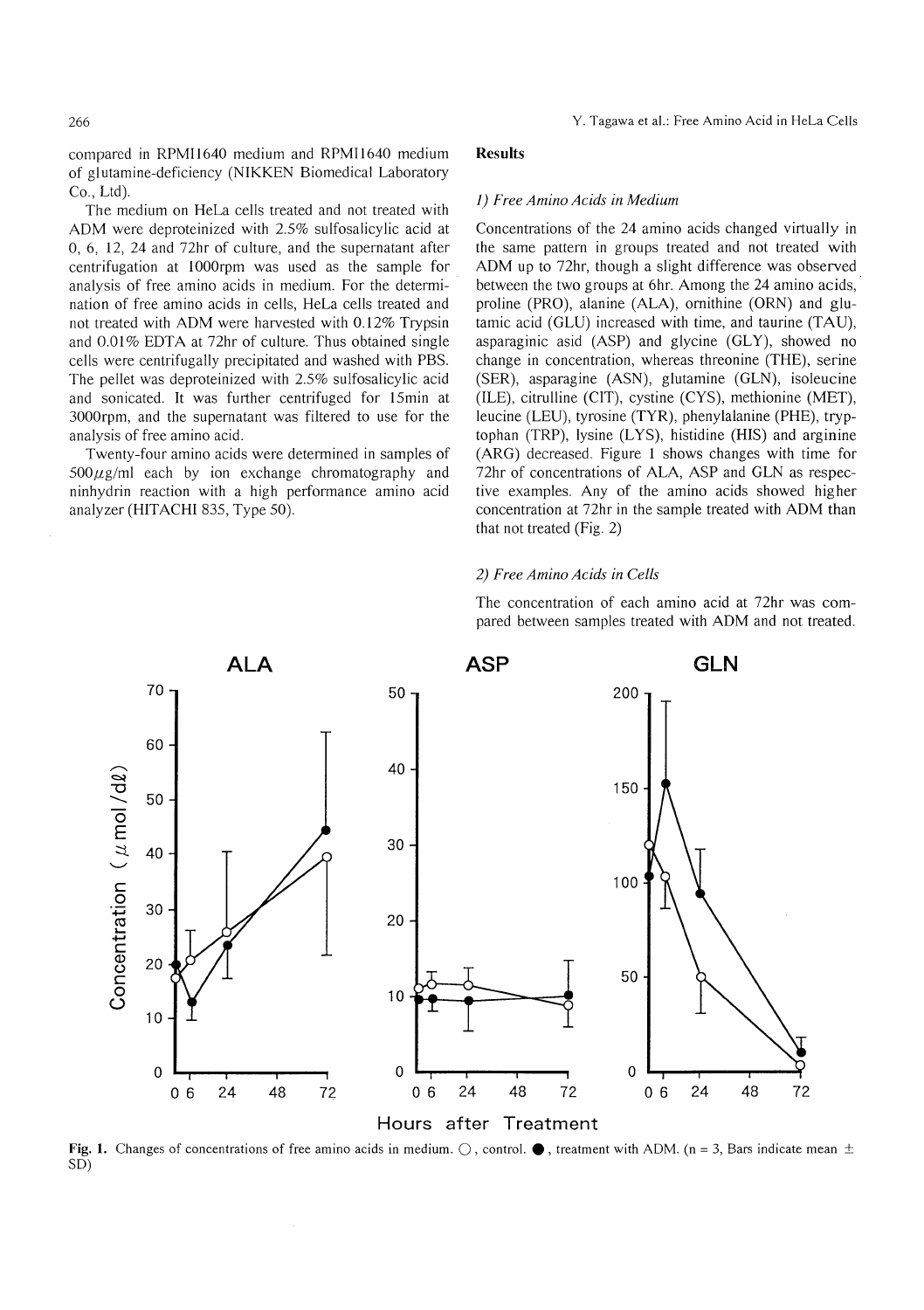compared in RPMI1640 medium and RPMI1640 medium of glutamine-deficiency (NIKKEN Biomedical Laboratory Co., Ltd).

The medium on HeLa cells treated and not treated with ADM were deproteinized with 2.5% sulfosalicylic acid at 0, 6, 12, 24 and 72hr of culture, and the supernatant after centrifugation at 1000rpm was used as the sample for analysis of free amino acids in medium. For the determination of free amino acids in cells, HeLa cells treated and not treated with ADM were harvested with 0.12% Trypsin and 0.01% EDTA at 72hr of culture. Thus obtained single cells were centrifugally precipitated and washed with PBS. The pellet was deproteinized with 2.5% sulfosalicylic acid and sonicated. It was further centrifuged for 15min at 3000rpm, and the supernatant was filtered to use for the analysis of free amino acid.

Twenty-four amino acids were determined in samples of $500\mu g/ml$ each by ion exchange chromatography and ninhydrin reaction with a high performance amino acid analyzer (HITACHI 835, Type 50).

## Results

### *1) Free Amino Acids in Medium*

Concentrations of the 24 amino acids changed virtually in the same pattern in groups treated and not treated with ADM up to 72hr, though a slight difference was observed between the two groups at 6hr. Among the 24 amino acids, proline (PRO), alanine (ALA), ornithine (ORN) and glutamic acid (GLU) increased with time, and taurine (TAU), asparaginic asid (ASP) and glycine (GLY), showed no change in concentration, whereas threonine (THE), serine (SER), asparagine (ASN), glutamine (GLN), isoleucine (ILE), citrulline (CIT), cystine (CYS), methionine (MET), leucine (LEU), tyrosine (TYR), phenylalanine (PHE), tryptophan (TRP), lysine (LYS), histidine (HIS) and arginine (ARG) decreased. Figure 1 shows changes with time for 72hr of concentrations of ALA, ASP and GLN as respective examples. Any of the amino acids showed higher concentration at 72hr in the sample treated with ADM than that not treated (Fig. 2)

### *2) Free Amino Acids in Cells*

The concentration of each amino acid at 72hr was compared between samples treated with ADM and not treated.

**Fig. 1.** Changes of concentrations of free amino acids in medium. ○, control. ●, treatment with ADM. (n = 3, Bars indicate mean ± SD)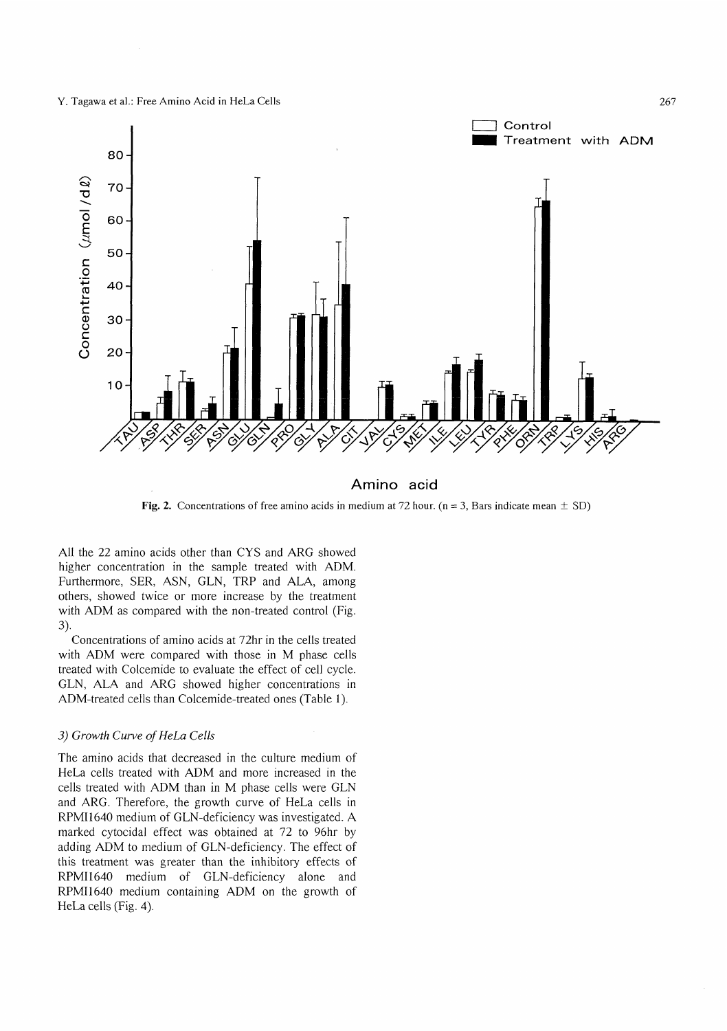**Fig. 2.** Concentrations of free amino acids in medium at 72 hour. (n = 3, Bars indicate mean ± SD)

All the 22 amino acids other than CYS and ARG showed higher concentration in the sample treated with ADM. Furthermore, SER, ASN, GLN, TRP and ALA, among others, showed twice or more increase by the treatment with ADM as compared with the non-treated control (Fig. 3).

Concentrations of amino acids at 72hr in the cells treated with ADM were compared with those in M phase cells treated with Colcemide to evaluate the effect of cell cycle. GLN, ALA and ARG showed higher concentrations in ADM-treated cells than Colcemide-treated ones (Table 1).

### 3) Growth Curve of HeLa Cells

The amino acids that decreased in the culture medium of HeLa cells treated with ADM and more increased in the cells treated with ADM than in M phase cells were GLN and ARG. Therefore, the growth curve of HeLa cells in RPMI1640 medium of GLN-deficiency was investigated. A marked cytocidal effect was obtained at 72 to 96hr by adding ADM to medium of GLN-deficiency. The effect of this treatment was greater than the inhibitory effects of RPMI1640 medium of GLN-deficiency alone and RPMI1640 medium containing ADM on the growth of HeLa cells (Fig. 4).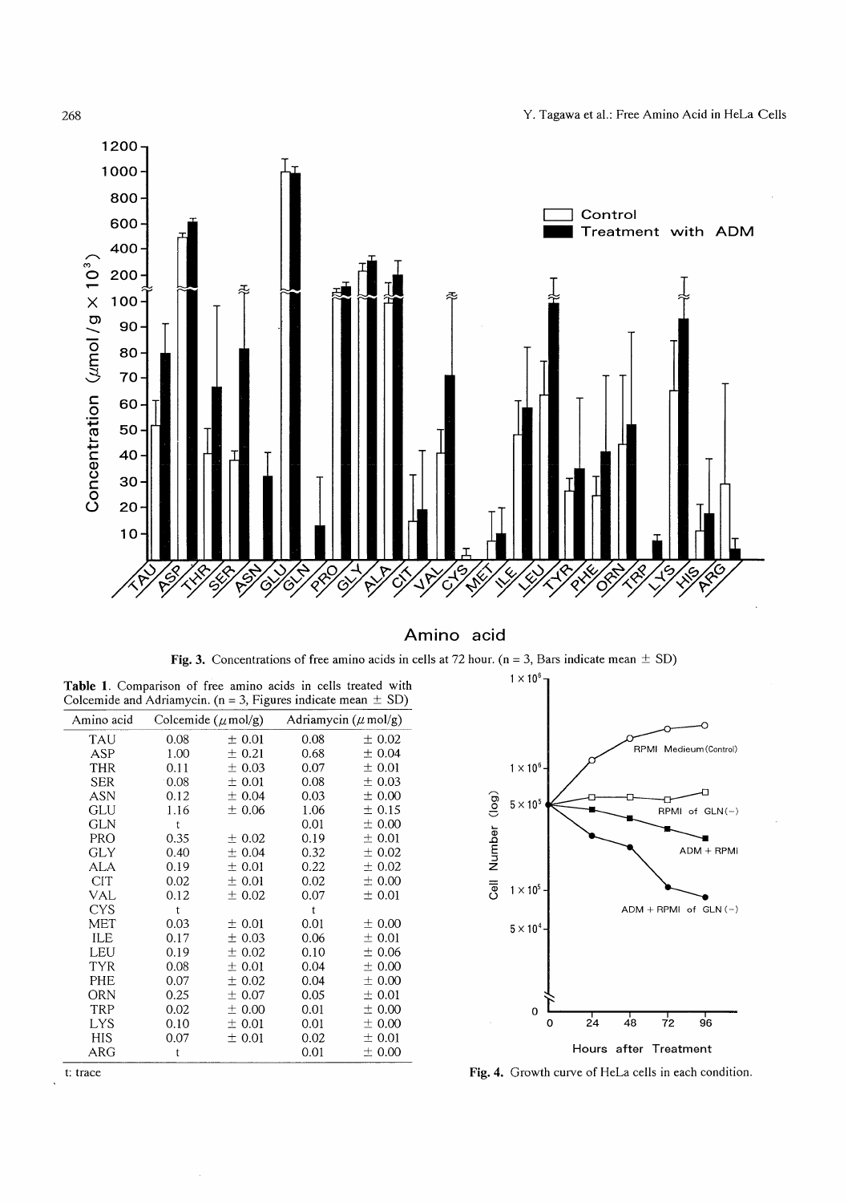**Fig. 3.** Concentrations of free amino acids in cells at 72 hour. (n = 3, Bars indicate mean ± SD)

**Table 1.** Comparison of free amino acids in cells treated with Colcemide and Adriamycin. (n = 3, Figures indicate mean ± SD)

| Amino acid | Colcemide ($\mu$mol/g) | | Adriamycin ($\mu$mol/g) | |
|---|---|---|---|---|
| TAU | 0.08 | ± 0.01 | 0.08 | ± 0.02 |
| ASP | 1.00 | ± 0.21 | 0.68 | ± 0.04 |
| THR | 0.11 | ± 0.03 | 0.07 | ± 0.01 |
| SER | 0.08 | ± 0.01 | 0.08 | ± 0.03 |
| ASN | 0.12 | ± 0.04 | 0.03 | ± 0.00 |
| GLU | 1.16 | ± 0.06 | 1.06 | ± 0.15 |
| GLN | t | | 0.01 | ± 0.00 |
| PRO | 0.35 | ± 0.02 | 0.19 | ± 0.01 |
| GLY | 0.40 | ± 0.04 | 0.32 | ± 0.02 |
| ALA | 0.19 | ± 0.01 | 0.22 | ± 0.02 |
| CIT | 0.02 | ± 0.01 | 0.02 | ± 0.00 |
| VAL | 0.12 | ± 0.02 | 0.07 | ± 0.01 |
| CYS | t | | t | |
| MET | 0.03 | ± 0.01 | 0.01 | ± 0.00 |
| ILE | 0.17 | ± 0.03 | 0.06 | ± 0.01 |
| LEU | 0.19 | ± 0.02 | 0.10 | ± 0.06 |
| TYR | 0.08 | ± 0.01 | 0.04 | ± 0.00 |
| PHE | 0.07 | ± 0.02 | 0.04 | ± 0.00 |
| ORN | 0.25 | ± 0.07 | 0.05 | ± 0.01 |
| TRP | 0.02 | ± 0.00 | 0.01 | ± 0.00 |
| LYS | 0.10 | ± 0.01 | 0.01 | ± 0.00 |
| HIS | 0.07 | ± 0.01 | 0.02 | ± 0.01 |
| ARG | t | | 0.01 | ± 0.00 |

t: trace

**Fig. 4.** Growth curve of HeLa cells in each condition.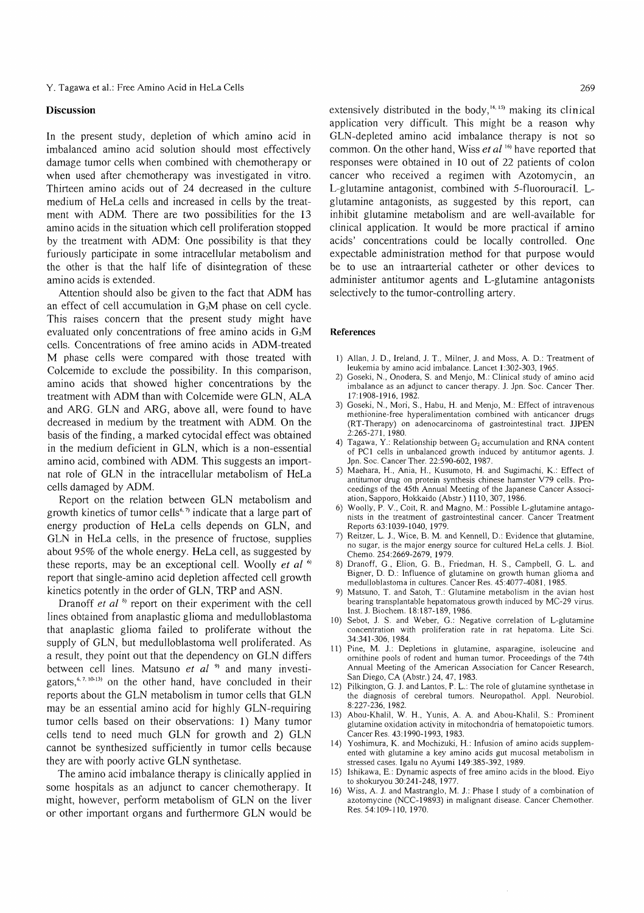## Discussion

In the present study, depletion of which amino acid in imbalanced amino acid solution should most effectively damage tumor cells when combined with chemotherapy or when used after chemotherapy was investigated in vitro. Thirteen amino acids out of 24 decreased in the culture medium of HeLa cells and increased in cells by the treatment with ADM. There are two possibilities for the 13 amino acids in the situation which cell proliferation stopped by the treatment with ADM: One possibility is that they furiously participate in some intracellular metabolism and the other is that the half life of disintegration of these amino acids is extended.

Attention should also be given to the fact that ADM has an effect of cell accumulation in $G_2M$ phase on cell cycle. This raises concern that the present study might have evaluated only concentrations of free amino acids in $G_2M$ cells. Concentrations of free amino acids in ADM-treated M phase cells were compared with those treated with Colcemide to exclude the possibility. In this comparison, amino acids that showed higher concentrations by the treatment with ADM than with Colcemide were GLN, ALA and ARG. GLN and ARG, above all, were found to have decreased in medium by the treatment with ADM. On the basis of the finding, a marked cytocidal effect was obtained in the medium deficient in GLN, which is a non-essential amino acid, combined with ADM. This suggests an importnat role of GLN in the intracellular metabolism of HeLa cells damaged by ADM.

Report on the relation between GLN metabolism and growth kinetics of tumor cells[6,7] indicate that a large part of energy production of HeLa cells depends on GLN, and GLN in HeLa cells, in the presence of fructose, supplies about 95% of the whole energy. HeLa cell, as suggested by these reports, may be an exceptional cell. Woolly *et al* [6] report that single-amino acid depletion affected cell growth kinetics potently in the order of GLN, TRP and ASN.

Dranoff *et al* [8] report on their experiment with the cell lines obtained from anaplastic glioma and medulloblastoma that anaplastic glioma failed to proliferate without the supply of GLN, but medulloblastoma well proliferated. As a result, they point out that the dependency on GLN differs between cell lines. Matsuno *et al* [9] and many investigators,[6,7,10-13] on the other hand, have concluded in their reports about the GLN metabolism in tumor cells that GLN may be an essential amino acid for highly GLN-requiring tumor cells based on their observations: 1) Many tumor cells tend to need much GLN for growth and 2) GLN cannot be synthesized sufficiently in tumor cells because they are with poorly active GLN synthetase.

The amino acid imbalance therapy is clinically applied in some hospitals as an adjunct to cancer chemotherapy. It might, however, perform metabolism of GLN on the liver or other important organs and furthermore GLN would be extensively distributed in the body,[14,15] making its clinical application very difficult. This might be a reason why GLN-depleted amino acid imbalance therapy is not so common. On the other hand, Wiss *et al* [16] have reported that responses were obtained in 10 out of 22 patients of colon cancer who received a regimen with Azotomycin, an L-glutamine antagonist, combined with 5-fluorouracil. L-glutamine antagonists, as suggested by this report, can inhibit glutamine metabolism and are well-available for clinical application. It would be more practical if amino acids' concentrations could be locally controlled. One expectable administration method for that purpose would be to use an intraarterial catheter or other devices to administer antitumor agents and L-glutamine antagonists selectively to the tumor-controlling artery.

## References

1) Allan, J. D., Ireland, J. T., Milner, J. and Moss, A. D.: Treatment of leukemia by amino acid imbalance. Lancet 1:302-303, 1965.
2) Goseki, N., Onodera, S. and Menjo, M.: Clinical study of amino acid imbalance as an adjunct to cancer therapy. J. Jpn. Soc. Cancer Ther. 17:1908-1916, 1982.
3) Goseki, N., Mori, S., Habu, H. and Menjo, M.: Effect of intravenous methionine-free hyperalimentation combined with anticancer drugs (RT-Therapy) on adenocarcinoma of gastrointestinal tract. JJPEN 2:265-271, 1980.
4) Tagawa, Y.: Relationship between $G_2$ accumulation and RNA content of PC1 cells in unbalanced growth induced by antitumor agents. J. Jpn. Soc. Cancer Ther. 22:590-602, 1987.
5) Maehara, H., Ania, H., Kusumoto, H. and Sugimachi, K.: Effect of antitumor drug on protein synthesis chinese hamster V79 cells. Proceedings of the 45th Annual Meeting of the Japanese Cancer Association, Sapporo, Hokkaido (Abstr.) 1110, 307, 1986.
6) Woolly, P. V., Coit, R. and Magno, M.: Possible L-glutamine antagonists in the treatment of gastrointestinal cancer. Cancer Treatment Reports 63:1039-1040, 1979.
7) Reitzer, L. J., Wice, B. M. and Kennell, D.: Evidence that glutamine, no sugar, is the major energy source for cultured HeLa cells. J. Biol. Chemo. 254:2669-2679, 1979.
8) Dranoff, G., Elion, G. B., Friedman, H. S., Campbell, G. L. and Bigner, D. D.: Influence of glutamine on growth human glioma and medulloblastoma in cultures. Cancer Res. 45:4077-4081, 1985.
9) Matsuno, T. and Satoh, T.: Glutamine metabolism in the avian host bearing transplantable hepatomatous growth induced by MC-29 virus. Inst. J. Biochem. 18:187-189, 1986.
10) Sebot, J. S. and Weber, G.: Negative correlation of L-glutamine concentration with proliferation rate in rat hepatoma. Lite Sci. 34:341-306, 1984.
11) Pine, M. J.: Depletions in glutamine, asparagine, isoleucine and ornithine pools of rodent and human tumor. Proceedings of the 74th Annual Meeting of the American Association for Cancer Research, San Diego, CA (Abstr.) 24, 47, 1983.
12) Pilkington, G. J. and Lantos, P. L.: The role of glutamine synthetase in the diagnosis of cerebral tumors. Neuropathol. Appl. Neurobiol. 8:227-236, 1982.
13) Abou-Khalil, W. H., Yunis, A. A. and Abou-Khalil, S.: Prominent glutamine oxidation activity in mitochondria of hematopoietic tumors. Cancer Res. 43:1990-1993, 1983.
14) Yoshimura, K. and Mochizuki, H.: Infusion of amino acids supplemented with glutamine a key amino acids gut mucosal metabolism in stressed cases. Igalu no Ayumi 149:385-392, 1989.
15) Ishikawa, E.: Dynamic aspects of free amino acids in the blood. Eiyo to shokuryou 30:241-248, 1977.
16) Wiss, A. J. and Mastranglo, M. J.: Phase I study of a combination of azotomycine (NCC-19893) in malignant disease. Cancer Chemother. Res. 54:109-110, 1970.